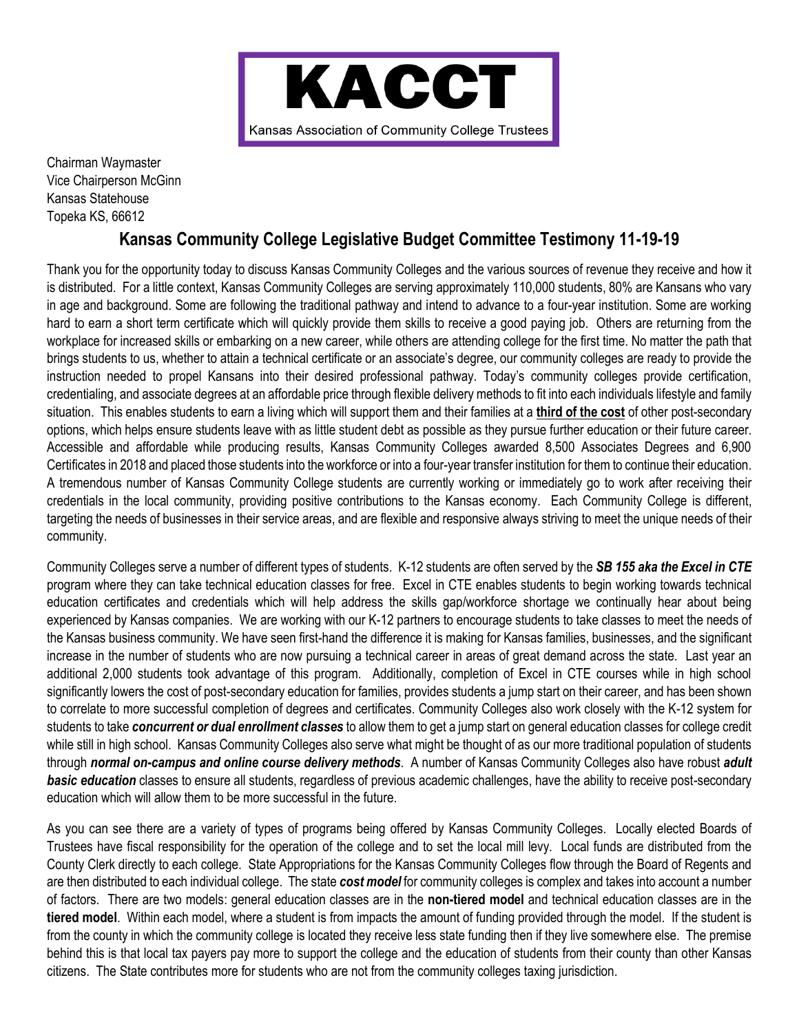**KACCT**

Kansas Association of Community College Trustees

Chairman Waymaster
Vice Chairperson McGinn
Kansas Statehouse
Topeka KS, 66612

## Kansas Community College Legislative Budget Committee Testimony 11-19-19

Thank you for the opportunity today to discuss Kansas Community Colleges and the various sources of revenue they receive and how it is distributed. For a little context, Kansas Community Colleges are serving approximately 110,000 students, 80% are Kansans who vary in age and background. Some are following the traditional pathway and intend to advance to a four-year institution. Some are working hard to earn a short term certificate which will quickly provide them skills to receive a good paying job. Others are returning from the workplace for increased skills or embarking on a new career, while others are attending college for the first time. No matter the path that brings students to us, whether to attain a technical certificate or an associate's degree, our community colleges are ready to provide the instruction needed to propel Kansans into their desired professional pathway. Today's community colleges provide certification, credentialing, and associate degrees at an affordable price through flexible delivery methods to fit into each individuals lifestyle and family situation. This enables students to earn a living which will support them and their families at a **third of the cost** of other post-secondary options, which helps ensure students leave with as little student debt as possible as they pursue further education or their future career. Accessible and affordable while producing results, Kansas Community Colleges awarded 8,500 Associates Degrees and 6,900 Certificates in 2018 and placed those students into the workforce or into a four-year transfer institution for them to continue their education. A tremendous number of Kansas Community College students are currently working or immediately go to work after receiving their credentials in the local community, providing positive contributions to the Kansas economy. Each Community College is different, targeting the needs of businesses in their service areas, and are flexible and responsive always striving to meet the unique needs of their community.

Community Colleges serve a number of different types of students. K-12 students are often served by the ***SB 155 aka the Excel in CTE*** program where they can take technical education classes for free. Excel in CTE enables students to begin working towards technical education certificates and credentials which will help address the skills gap/workforce shortage we continually hear about being experienced by Kansas companies. We are working with our K-12 partners to encourage students to take classes to meet the needs of the Kansas business community. We have seen first-hand the difference it is making for Kansas families, businesses, and the significant increase in the number of students who are now pursuing a technical career in areas of great demand across the state. Last year an additional 2,000 students took advantage of this program. Additionally, completion of Excel in CTE courses while in high school significantly lowers the cost of post-secondary education for families, provides students a jump start on their career, and has been shown to correlate to more successful completion of degrees and certificates. Community Colleges also work closely with the K-12 system for students to take ***concurrent or dual enrollment classes*** to allow them to get a jump start on general education classes for college credit while still in high school. Kansas Community Colleges also serve what might be thought of as our more traditional population of students through ***normal on-campus and online course delivery methods***. A number of Kansas Community Colleges also have robust ***adult basic education*** classes to ensure all students, regardless of previous academic challenges, have the ability to receive post-secondary education which will allow them to be more successful in the future.

As you can see there are a variety of types of programs being offered by Kansas Community Colleges. Locally elected Boards of Trustees have fiscal responsibility for the operation of the college and to set the local mill levy. Local funds are distributed from the County Clerk directly to each college. State Appropriations for the Kansas Community Colleges flow through the Board of Regents and are then distributed to each individual college. The state ***cost model*** for community colleges is complex and takes into account a number of factors. There are two models: general education classes are in the **non-tiered model** and technical education classes are in the **tiered model**. Within each model, where a student is from impacts the amount of funding provided through the model. If the student is from the county in which the community college is located they receive less state funding then if they live somewhere else. The premise behind this is that local tax payers pay more to support the college and the education of students from their county than other Kansas citizens. The State contributes more for students who are not from the community colleges taxing jurisdiction.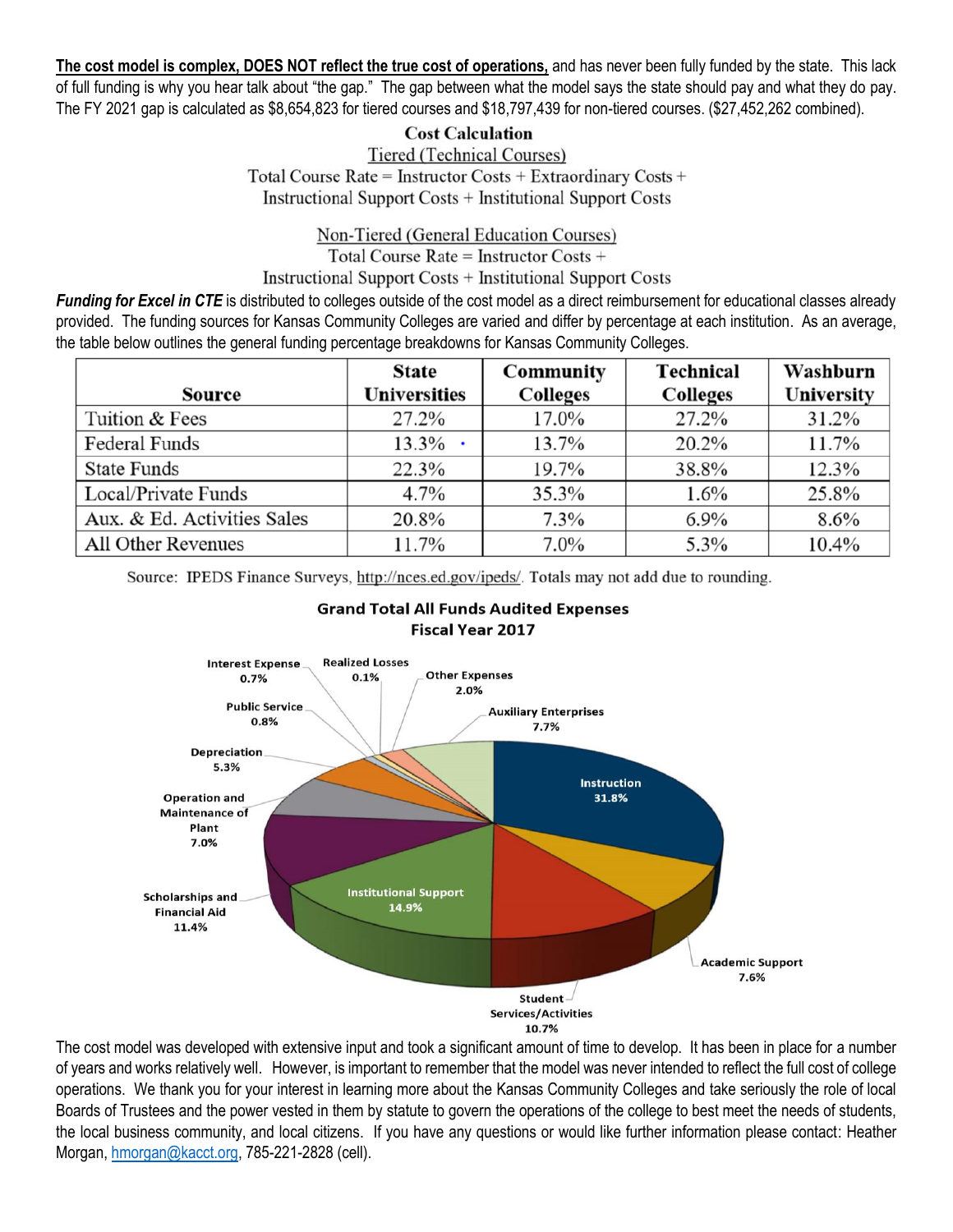**The cost model is complex, DOES NOT reflect the true cost of operations,** and has never been fully funded by the state. This lack of full funding is why you hear talk about "the gap." The gap between what the model says the state should pay and what they do pay. The FY 2021 gap is calculated as $8,654,823 for tiered courses and $18,797,439 for non-tiered courses. ($27,452,262 combined).

**Cost Calculation**

Tiered (Technical Courses)

Total Course Rate = Instructor Costs + Extraordinary Costs + Instructional Support Costs + Institutional Support Costs

Non-Tiered (General Education Courses)

Total Course Rate = Instructor Costs + Instructional Support Costs + Institutional Support Costs

***Funding for Excel in CTE*** is distributed to colleges outside of the cost model as a direct reimbursement for educational classes already provided. The funding sources for Kansas Community Colleges are varied and differ by percentage at each institution. As an average, the table below outlines the general funding percentage breakdowns for Kansas Community Colleges.

| Source | State Universities | Community Colleges | Technical Colleges | Washburn University |
|---|---|---|---|---|
| Tuition & Fees | 27.2% | 17.0% | 27.2% | 31.2% |
| Federal Funds | 13.3% | 13.7% | 20.2% | 11.7% |
| State Funds | 22.3% | 19.7% | 38.8% | 12.3% |
| Local/Private Funds | 4.7% | 35.3% | 1.6% | 25.8% |
| Aux. & Ed. Activities Sales | 20.8% | 7.3% | 6.9% | 8.6% |
| All Other Revenues | 11.7% | 7.0% | 5.3% | 10.4% |

Source: IPEDS Finance Surveys, http://nces.ed.gov/ipeds/. Totals may not add due to rounding.

**Grand Total All Funds Audited Expenses**
**Fiscal Year 2017**

Instruction 31.8%
Academic Support 7.6%
Student Services/Activities 10.7%
Institutional Support 14.9%
Scholarships and Financial Aid 11.4%
Operation and Maintenance of Plant 7.0%
Depreciation 5.3%
Public Service 0.8%
Interest Expense 0.7%
Realized Losses 0.1%
Other Expenses 2.0%
Auxiliary Enterprises 7.7%

The cost model was developed with extensive input and took a significant amount of time to develop. It has been in place for a number of years and works relatively well. However, is important to remember that the model was never intended to reflect the full cost of college operations. We thank you for your interest in learning more about the Kansas Community Colleges and take seriously the role of local Boards of Trustees and the power vested in them by statute to govern the operations of the college to best meet the needs of students, the local business community, and local citizens. If you have any questions or would like further information please contact: Heather Morgan, hmorgan@kacct.org, 785-221-2828 (cell).